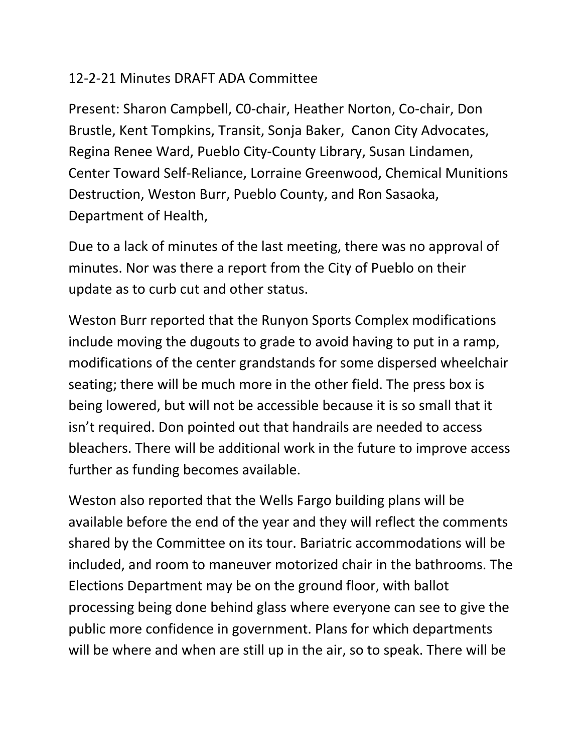12-2-21 Minutes DRAFT ADA Committee

Present: Sharon Campbell, C0-chair, Heather Norton, Co-chair, Don Brustle, Kent Tompkins, Transit, Sonja Baker, Canon City Advocates, Regina Renee Ward, Pueblo City-County Library, Susan Lindamen, Center Toward Self-Reliance, Lorraine Greenwood, Chemical Munitions Destruction, Weston Burr, Pueblo County, and Ron Sasaoka, Department of Health,

Due to a lack of minutes of the last meeting, there was no approval of minutes. Nor was there a report from the City of Pueblo on their update as to curb cut and other status.

Weston Burr reported that the Runyon Sports Complex modifications include moving the dugouts to grade to avoid having to put in a ramp, modifications of the center grandstands for some dispersed wheelchair seating; there will be much more in the other field. The press box is being lowered, but will not be accessible because it is so small that it isn't required. Don pointed out that handrails are needed to access bleachers. There will be additional work in the future to improve access further as funding becomes available.

Weston also reported that the Wells Fargo building plans will be available before the end of the year and they will reflect the comments shared by the Committee on its tour. Bariatric accommodations will be included, and room to maneuver motorized chair in the bathrooms. The Elections Department may be on the ground floor, with ballot processing being done behind glass where everyone can see to give the public more confidence in government. Plans for which departments will be where and when are still up in the air, so to speak. There will be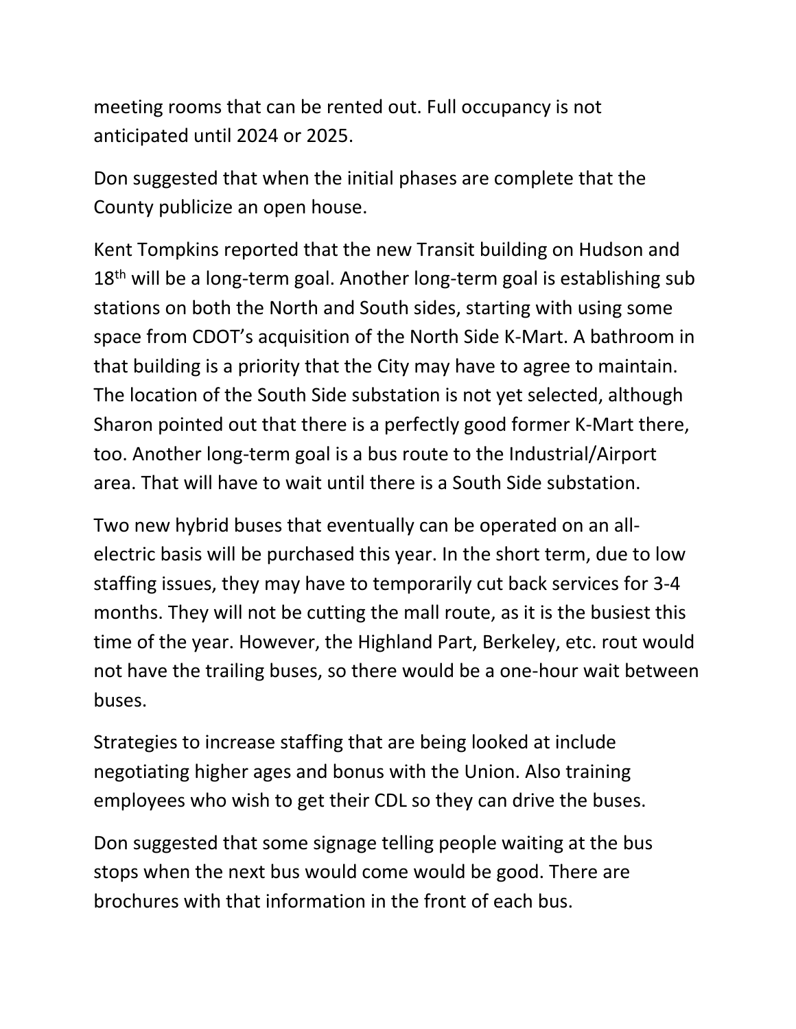meeting rooms that can be rented out. Full occupancy is not anticipated until 2024 or 2025.

Don suggested that when the initial phases are complete that the County publicize an open house.

Kent Tompkins reported that the new Transit building on Hudson and 18th will be a long-term goal. Another long-term goal is establishing sub stations on both the North and South sides, starting with using some space from CDOT's acquisition of the North Side K-Mart. A bathroom in that building is a priority that the City may have to agree to maintain. The location of the South Side substation is not yet selected, although Sharon pointed out that there is a perfectly good former K-Mart there, too. Another long-term goal is a bus route to the Industrial/Airport area. That will have to wait until there is a South Side substation.

Two new hybrid buses that eventually can be operated on an all-electric basis will be purchased this year. In the short term, due to low staffing issues, they may have to temporarily cut back services for 3-4 months. They will not be cutting the mall route, as it is the busiest this time of the year. However, the Highland Part, Berkeley, etc. rout would not have the trailing buses, so there would be a one-hour wait between buses.

Strategies to increase staffing that are being looked at include negotiating higher ages and bonus with the Union. Also training employees who wish to get their CDL so they can drive the buses.

Don suggested that some signage telling people waiting at the bus stops when the next bus would come would be good. There are brochures with that information in the front of each bus.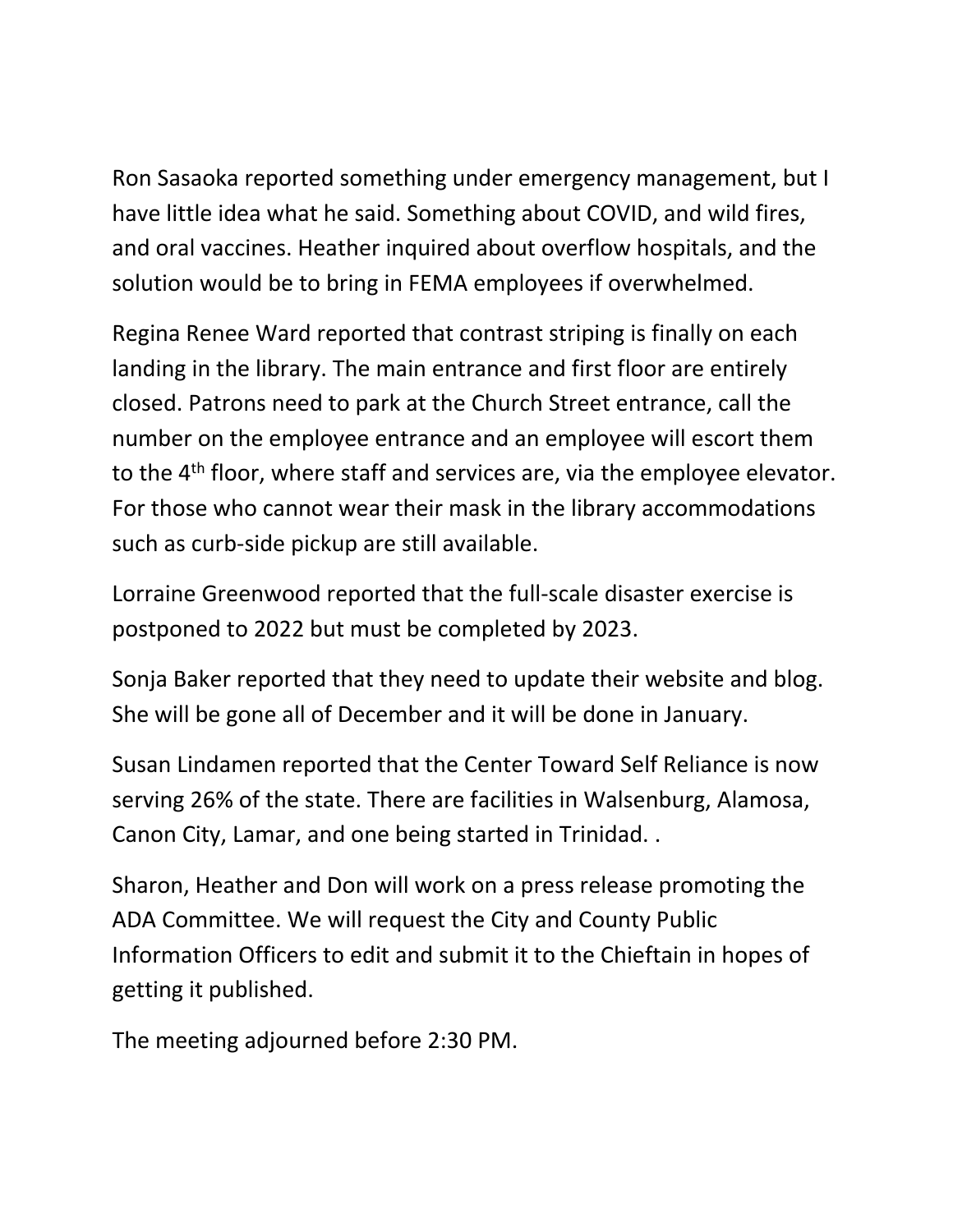Ron Sasaoka reported something under emergency management, but I have little idea what he said. Something about COVID, and wild fires, and oral vaccines. Heather inquired about overflow hospitals, and the solution would be to bring in FEMA employees if overwhelmed.

Regina Renee Ward reported that contrast striping is finally on each landing in the library. The main entrance and first floor are entirely closed. Patrons need to park at the Church Street entrance, call the number on the employee entrance and an employee will escort them to the 4th floor, where staff and services are, via the employee elevator. For those who cannot wear their mask in the library accommodations such as curb-side pickup are still available.

Lorraine Greenwood reported that the full-scale disaster exercise is postponed to 2022 but must be completed by 2023.

Sonja Baker reported that they need to update their website and blog. She will be gone all of December and it will be done in January.

Susan Lindamen reported that the Center Toward Self Reliance is now serving 26% of the state. There are facilities in Walsenburg, Alamosa, Canon City, Lamar, and one being started in Trinidad. .

Sharon, Heather and Don will work on a press release promoting the ADA Committee. We will request the City and County Public Information Officers to edit and submit it to the Chieftain in hopes of getting it published.

The meeting adjourned before 2:30 PM.